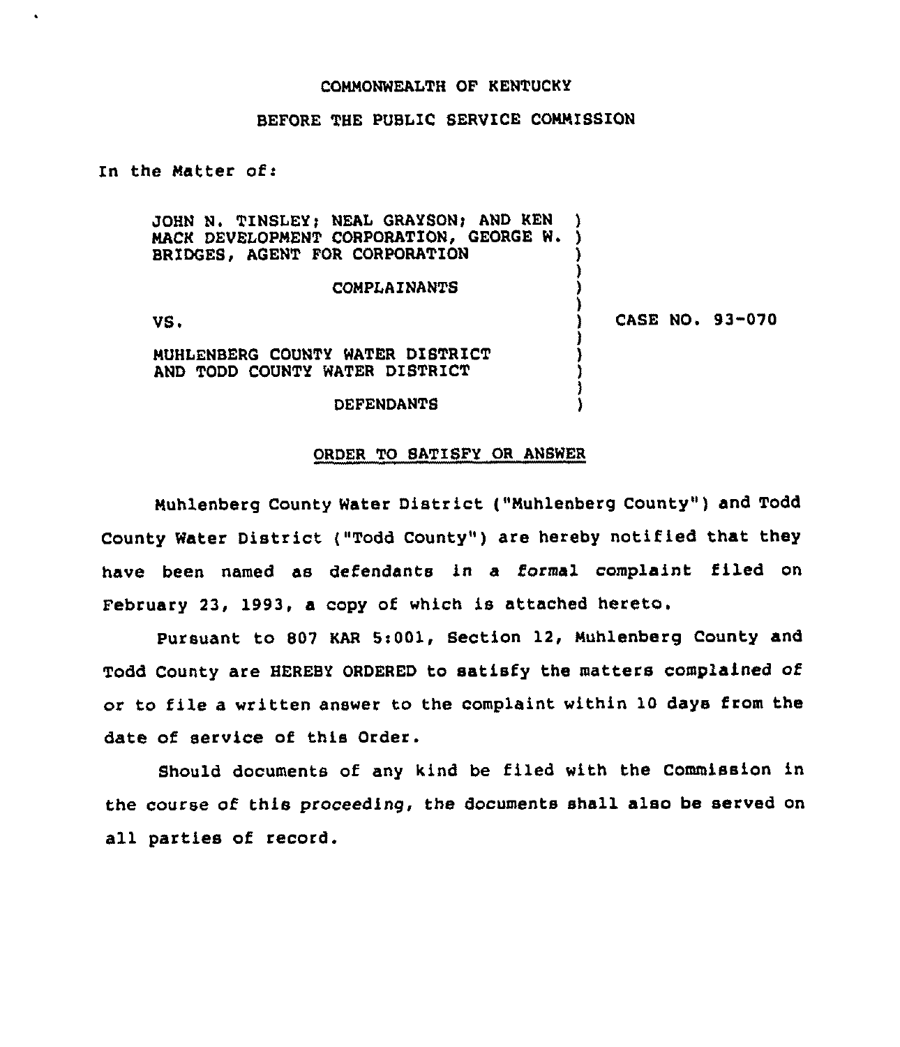COMMONWEALTH OF KENTUCKY

BEFORE THE PUBLIC SERVICE COMMISSION

In the Matter of:

| | | |
|---|---|---|
| JOHN N. TINSLEY; NEAL GRAYSON; AND KEN MACK DEVELOPMENT CORPORATION, GEORGE W. BRIDGES, AGENT FOR CORPORATION | ) | |
| COMPLAINANTS | ) | |
| VS. | ) | CASE NO. 93-070 |
| MUHLENBERG COUNTY WATER DISTRICT AND TODD COUNTY WATER DISTRICT | ) | |
| DEFENDANTS | ) | |

## ORDER TO SATISFY OR ANSWER

Muhlenberg County Water District ("Muhlenberg County") and Todd County Water District ("Todd County") are hereby notified that they have been named as defendants in a formal complaint filed on February 23, 1993, a copy of which is attached hereto.

Pursuant to 807 KAR 5:001, Section 12, Muhlenberg County and Todd County are HEREBY ORDERED to satisfy the matters complained of or to file a written answer to the complaint within 10 days from the date of service of this Order.

Should documents of any kind be filed with the Commission in the course of this proceeding, the documents shall also be served on all parties of record.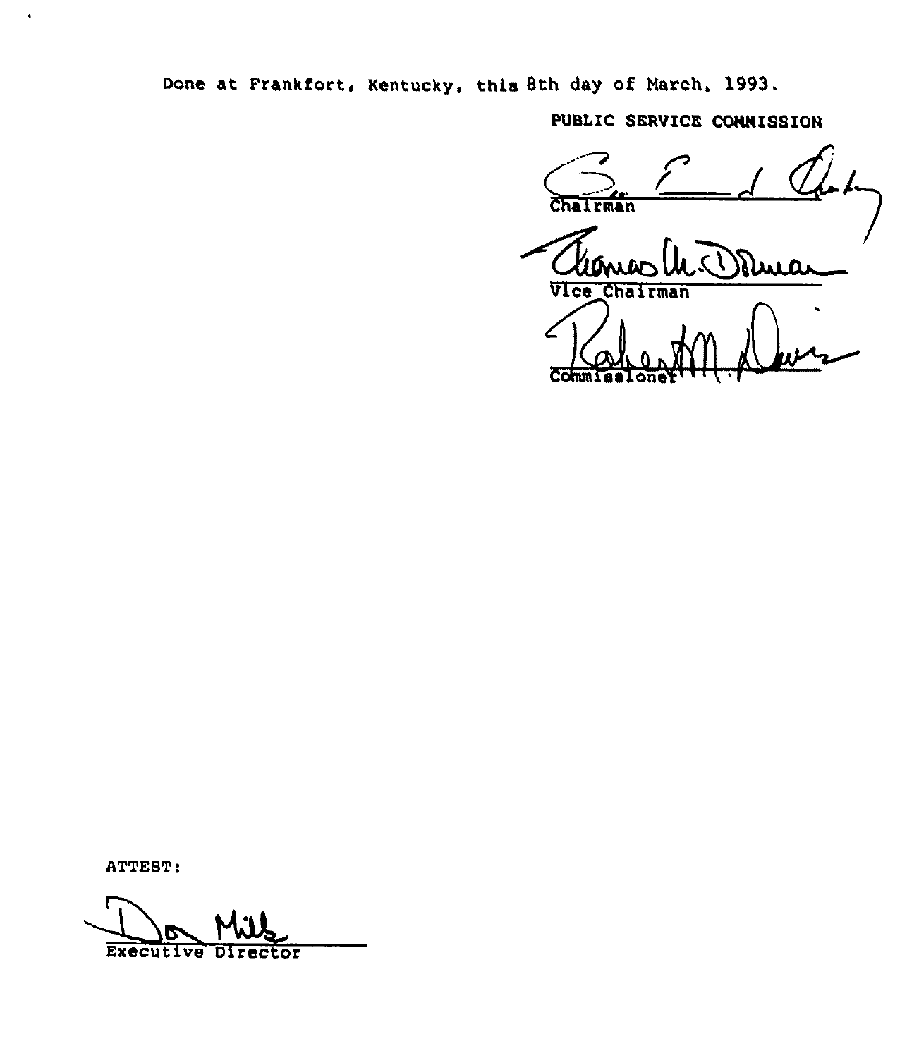Done at Frankfort, Kentucky, this 8th day of March, 1993.

PUBLIC SERVICE COMMISSION

Chairman

Vice Chairman

Commissioner

ATTEST:

Executive Director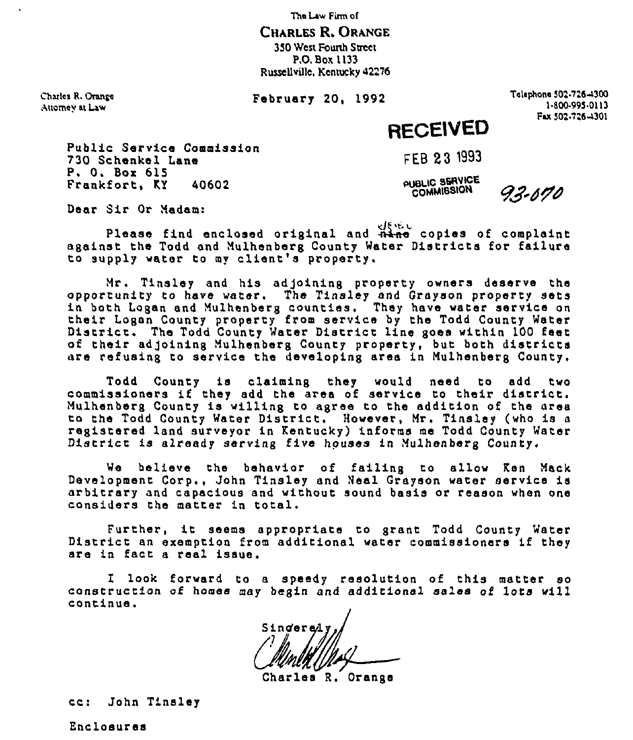The Law Firm of

**CHARLES R. ORANGE**

350 West Fourth Street
P.O. Box 1133
Russellville, Kentucky 42276

Charles R. Orange
Attorney at Law

February 20, 1992

Telephone 502-726-4300
1-800-995-0113
Fax 502-726-4301

**RECEIVED**

FEB 23 1993

PUBLIC SERVICE COMMISSION

93-070

Public Service Commission
730 Schenkel Lane
P. O. Box 615
Frankfort, KY 40602

Dear Sir Or Madam:

Please find enclosed original and ~~nine~~ seven copies of complaint against the Todd and Mulhenberg County Water Districts for failure to supply water to my client's property.

Mr. Tinsley and his adjoining property owners deserve the opportunity to have water. The Tinsley and Grayson property sets in both Logan and Mulhenberg counties. They have water service on their Logan County property from service by the Todd County Water District. The Todd County Water District line goes within 100 feet of their adjoining Mulhenberg County property, but both districts are refusing to service the developing area in Mulhenberg County.

Todd County is claiming they would need to add two commissioners if they add the area of service to their district. Mulhenberg County is willing to agree to the addition of the area to the Todd County Water District. However, Mr. Tinsley (who is a registered land surveyor in Kentucky) informs me Todd County Water District is already serving five houses in Mulhenberg County.

We believe the behavior of failing to allow Ken Mack Development Corp., John Tinsley and Neal Grayson water service is arbitrary and capacious and without sound basis or reason when one considers the matter in total.

Further, it seems appropriate to grant Todd County Water District an exemption from additional water commissioners if they are in fact a real issue.

I look forward to a speedy resolution of this matter so construction of homes may begin and additional sales of lots will continue.

Sincerely,

Charles R. Orange

cc: John Tinsley

Enclosures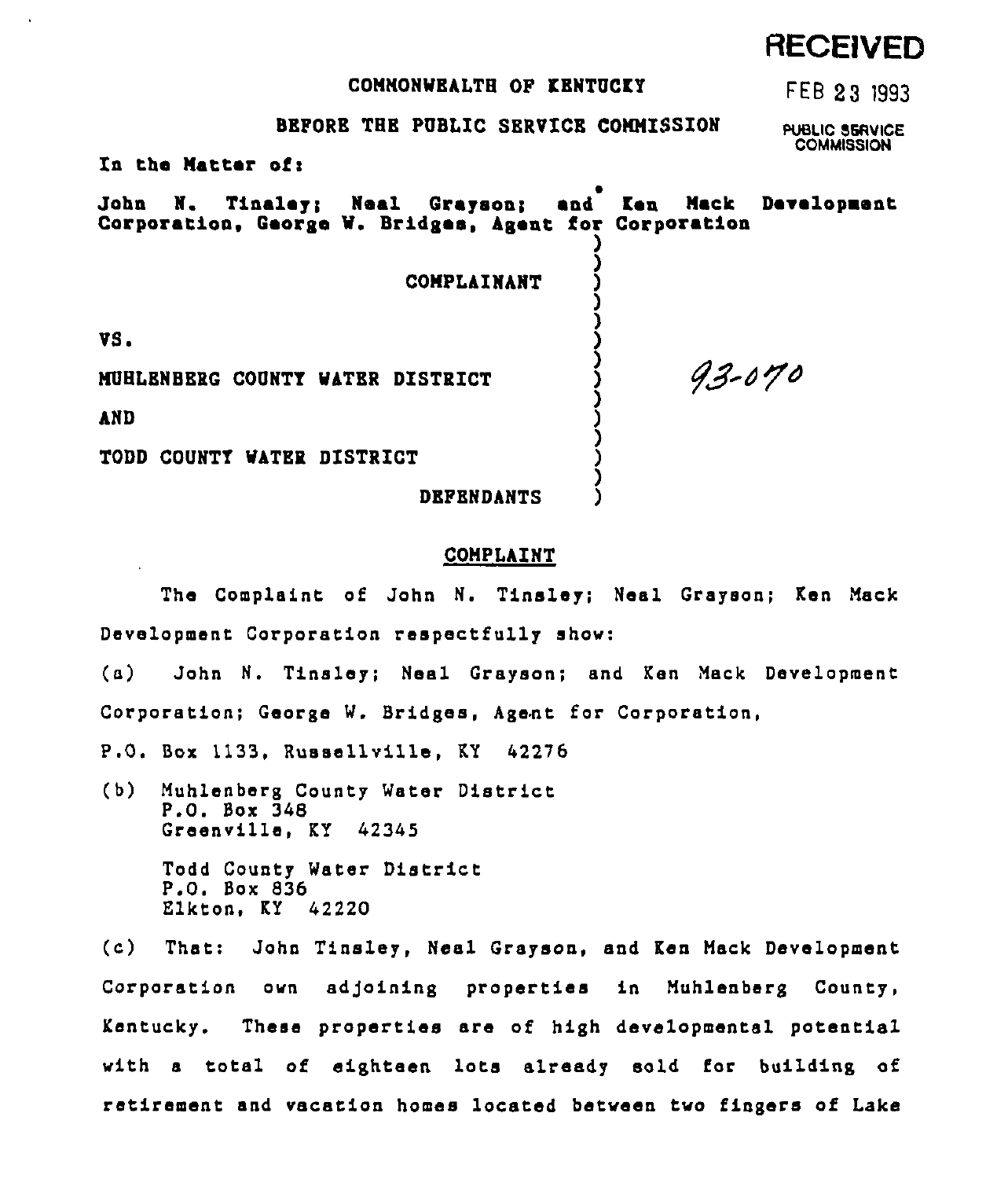RECEIVED

FEB 23 1993

PUBLIC SERVICE COMMISSION

COMMONWEALTH OF KENTUCKY

BEFORE THE PUBLIC SERVICE COMMISSION

In the Matter of:

John N. Tinsley; Neal Grayson; and Ken Mack Development Corporation, George W. Bridges, Agent for Corporation

COMPLAINANT

VS.

MUHLENBERG COUNTY WATER DISTRICT

AND

TODD COUNTY WATER DISTRICT

DEFENDANTS

93-070

## COMPLAINT

The Complaint of John N. Tinsley; Neal Grayson; Ken Mack Development Corporation respectfully show:

(a) John N. Tinsley; Neal Grayson; and Ken Mack Development Corporation; George W. Bridges, Agent for Corporation,

P.O. Box 1133, Russellville, KY 42276

(b) Muhlenberg County Water District
P.O. Box 348
Greenville, KY 42345

Todd County Water District
P.O. Box 836
Elkton, KY 42220

(c) That: John Tinsley, Neal Grayson, and Ken Mack Development Corporation own adjoining properties in Muhlenberg County, Kentucky. These properties are of high developmental potential with a total of eighteen lots already sold for building of retirement and vacation homes located between two fingers of Lake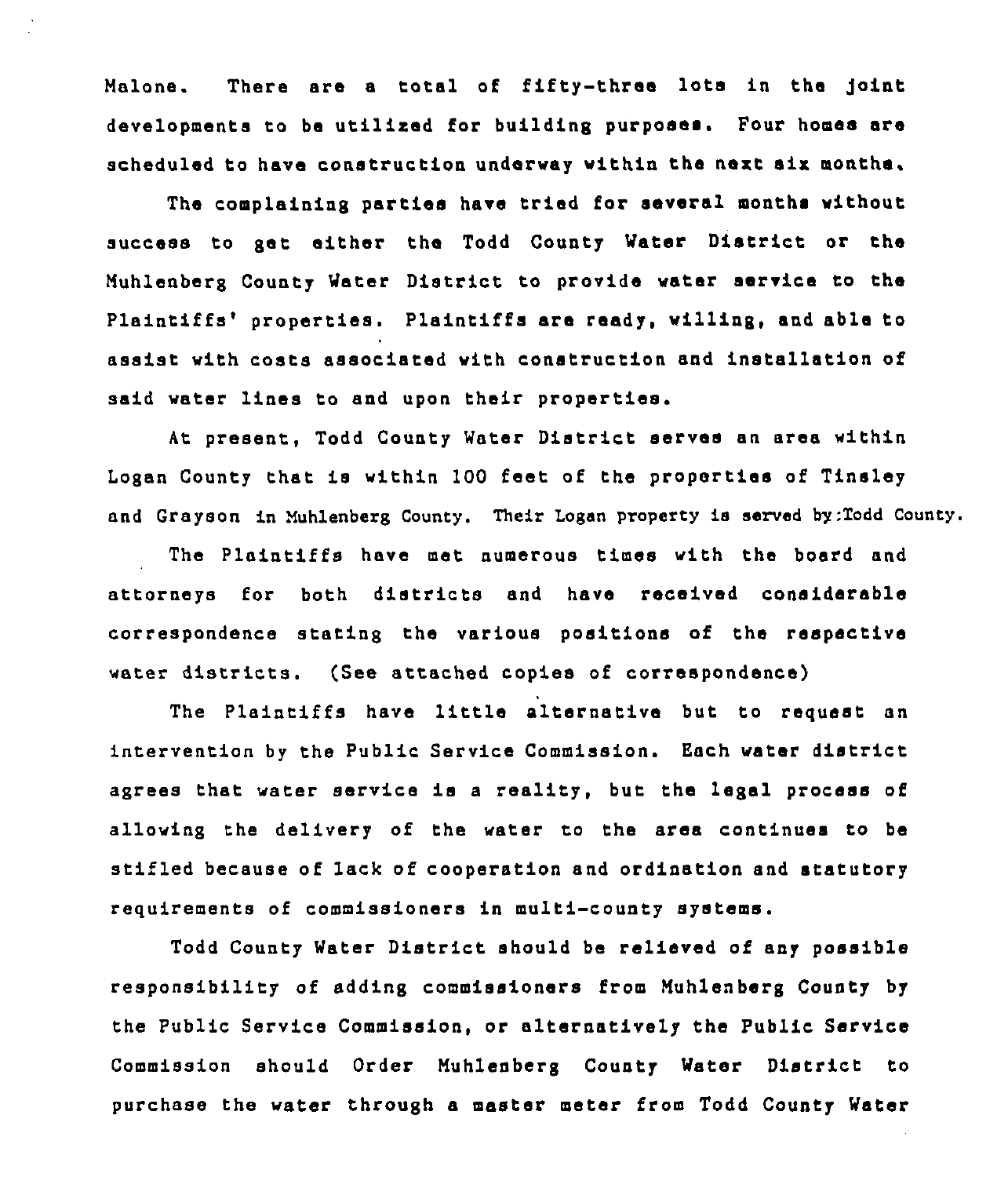Malone. There are a total of fifty-three lots in the joint developments to be utilized for building purposes. Four homes are scheduled to have construction underway within the next six months.

The complaining parties have tried for several months without success to get either the Todd County Water District or the Muhlenberg County Water District to provide water service to the Plaintiffs' properties. Plaintiffs are ready, willing, and able to assist with costs associated with construction and installation of said water lines to and upon their properties.

At present, Todd County Water District serves an area within Logan County that is within 100 feet of the properties of Tinsley and Grayson in Muhlenberg County. Their Logan property is served by:Todd County.

The Plaintiffs have met numerous times with the board and attorneys for both districts and have received considerable correspondence stating the various positions of the respective water districts. (See attached copies of correspondence)

The Plaintiffs have little alternative but to request an intervention by the Public Service Commission. Each water district agrees that water service is a reality, but the legal process of allowing the delivery of the water to the area continues to be stifled because of lack of cooperation and ordination and statutory requirements of commissioners in multi-county systems.

Todd County Water District should be relieved of any possible responsibility of adding commissioners from Muhlenberg County by the Public Service Commission, or alternatively the Public Service Commission should Order Muhlenberg County Water District to purchase the water through a master meter from Todd County Water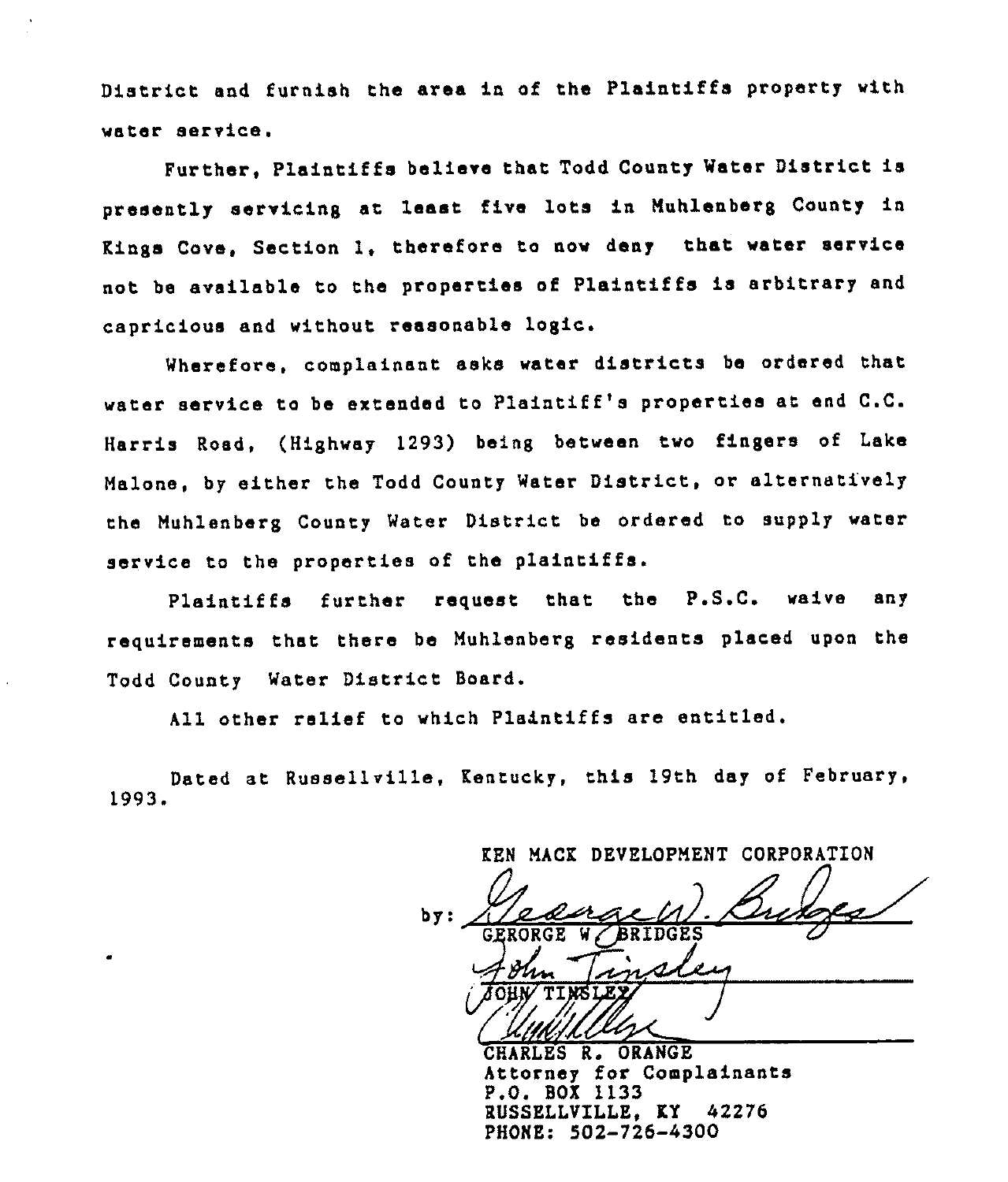District and furnish the area in of the Plaintiffs property with water service.

Further, Plaintiffs believe that Todd County Water District is presently servicing at least five lots in Muhlenberg County in Kings Cove, Section 1, therefore to now deny that water service not be available to the properties of Plaintiffs is arbitrary and capricious and without reasonable logic.

Wherefore, complainant asks water districts be ordered that water service to be extended to Plaintiff's properties at end C.C. Harris Road, (Highway 1293) being between two fingers of Lake Malone, by either the Todd County Water District, or alternatively the Muhlenberg County Water District be ordered to supply water service to the properties of the plaintiffs.

Plaintiffs further request that the P.S.C. waive any requirements that there be Muhlenberg residents placed upon the Todd County Water District Board.

All other relief to which Plaintiffs are entitled.

Dated at Russellville, Kentucky, this 19th day of February, 1993.

KEN MACK DEVELOPMENT CORPORATION

by: ______________________
GERORGE W. BRIDGES

______________________
JOHN TINSLEY

______________________
CHARLES R. ORANGE
Attorney for Complainants
P.O. BOX 1133
RUSSELLVILLE, KY 42276
PHONE: 502-726-4300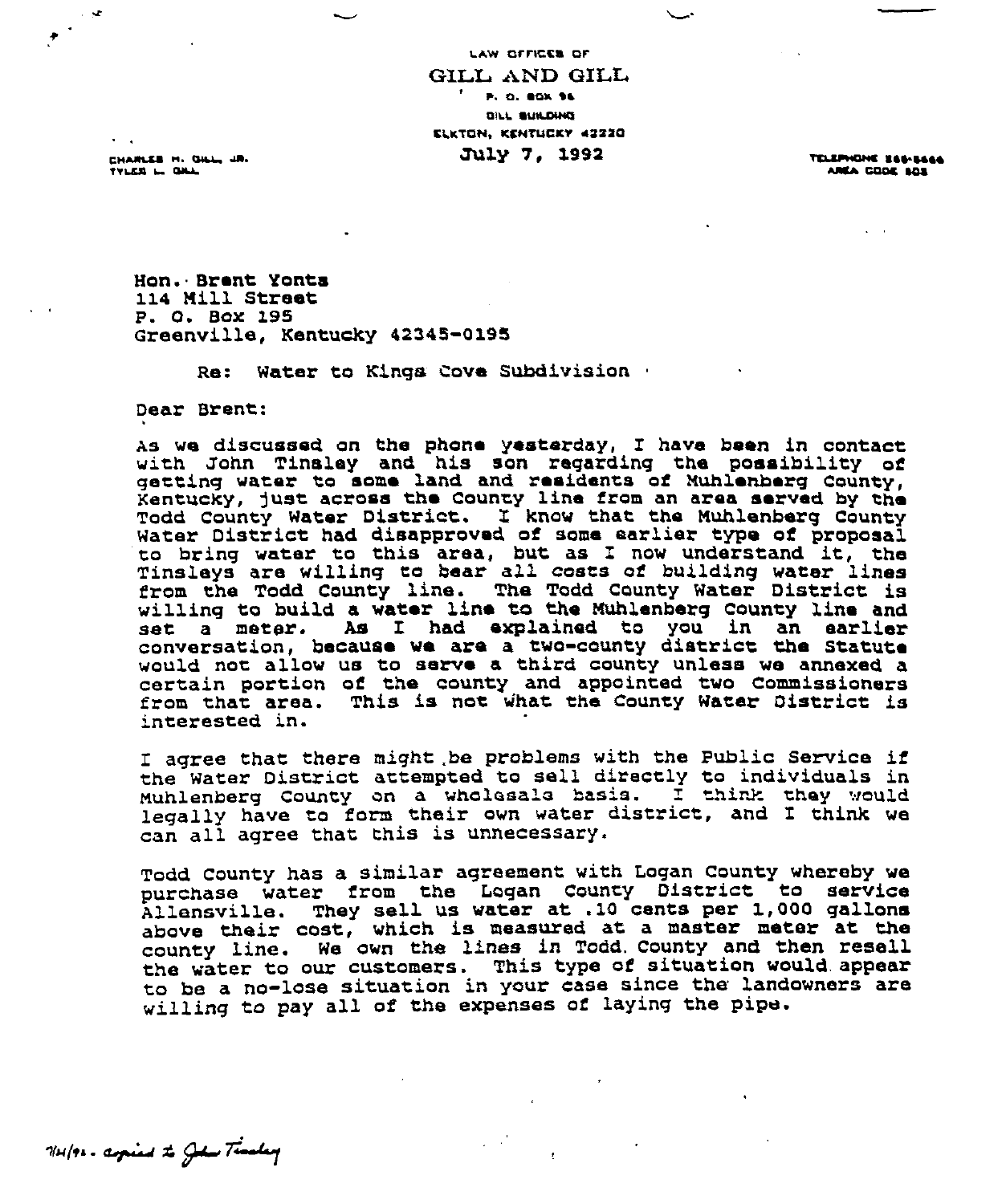LAW OFFICES OF

GILL AND GILL

P. O. BOX 96

GILL BUILDING

ELKTON, KENTUCKY 42220

July 7, 1992

CHARLES M. GILL, JR.
TYLER L. GILL

TELEPHONE 265-5466
AREA CODE 502

Hon. Brent Yonts
114 Mill Street
P. O. Box 195
Greenville, Kentucky 42345-0195

Re: Water to Kings Cove Subdivision

Dear Brent:

As we discussed on the phone yesterday, I have been in contact with John Tinsley and his son regarding the possibility of getting water to some land and residents of Muhlenberg County, Kentucky, just across the County line from an area served by the Todd County Water District. I know that the Muhlenberg County Water District had disapproved of some earlier type of proposal to bring water to this area, but as I now understand it, the Tinsleys are willing to bear all costs of building water lines from the Todd County line. The Todd County Water District is willing to build a water line to the Muhlenberg County line and set a meter. As I had explained to you in an earlier conversation, because we are a two-county district the Statute would not allow us to serve a third county unless we annexed a certain portion of the county and appointed two Commissioners from that area. This is not what the County Water District is interested in.

I agree that there might be problems with the Public Service if the Water District attempted to sell directly to individuals in Muhlenberg County on a wholesale basis. I think they would legally have to form their own water district, and I think we can all agree that this is unnecessary.

Todd County has a similar agreement with Logan County whereby we purchase water from the Logan County District to service Allensville. They sell us water at .10 cents per 1,000 gallons above their cost, which is measured at a master meter at the county line. We own the lines in Todd County and then resell the water to our customers. This type of situation would appear to be a no-lose situation in your case since the landowners are willing to pay all of the expenses of laying the pipe.

7/14/92 - copied to John Tinsley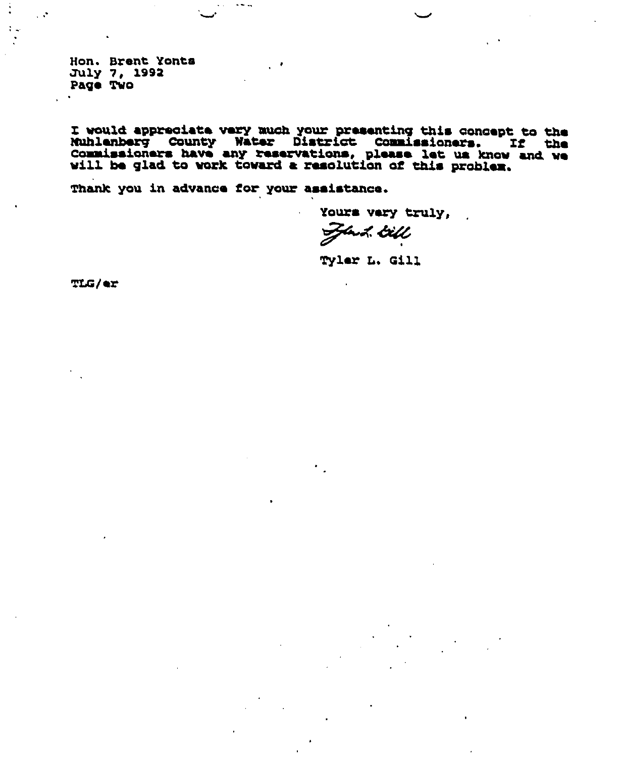Hon. Brent Yonts
July 7, 1992
Page Two

I would appreciate very much your presenting this concept to the Muhlenberg County Water District Commissioners. If the Commissioners have any reservations, please let us know and we will be glad to work toward a resolution of this problem.

Thank you in advance for your assistance.

Yours very truly,

Tyler L. Gill

Tyler L. Gill

TLG/er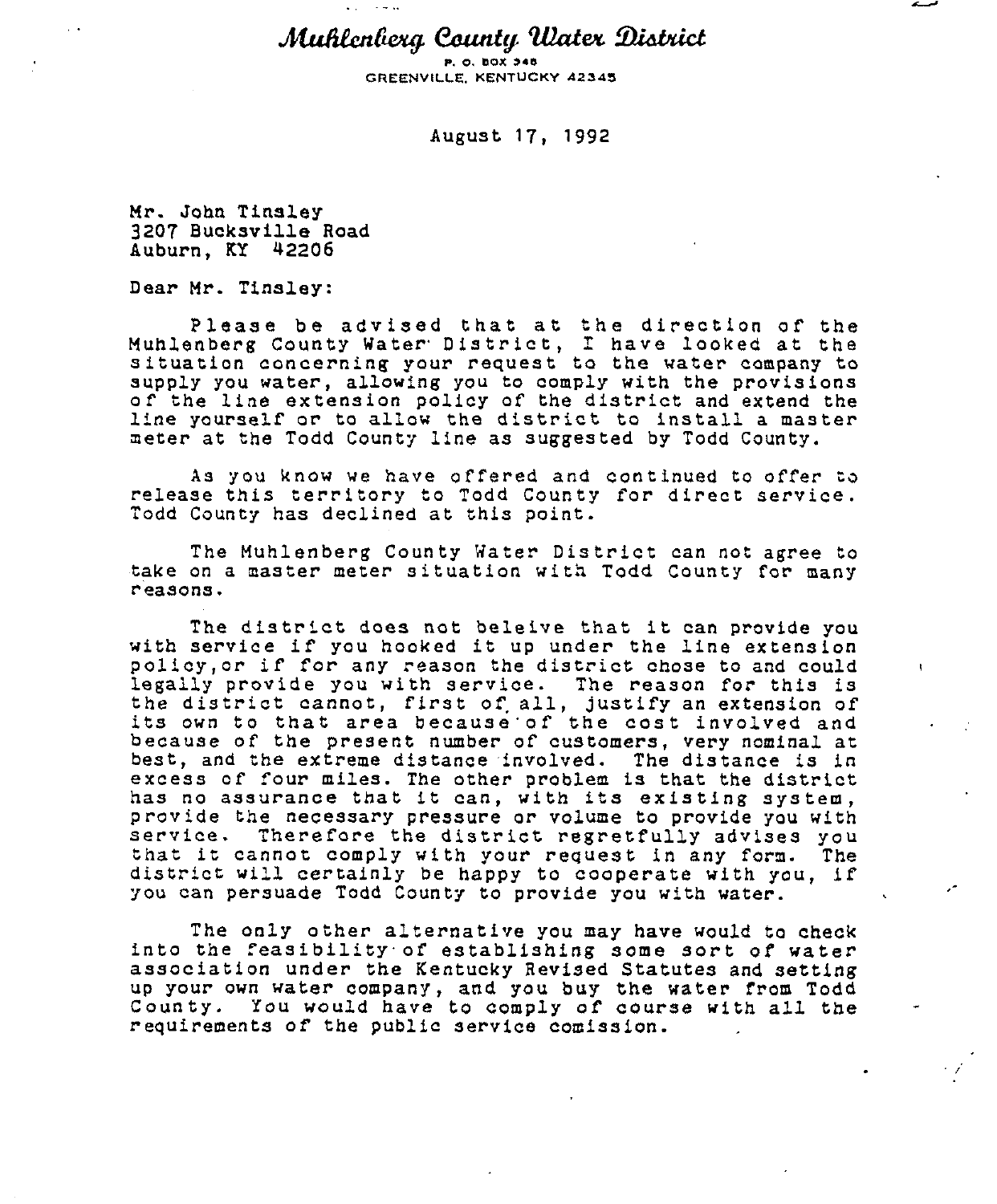# *Muhlenberg County Water District*

P. O. BOX 348
GREENVILLE, KENTUCKY 42345

August 17, 1992

Mr. John Tinsley
3207 Bucksville Road
Auburn, KY 42206

Dear Mr. Tinsley:

Please be advised that at the direction of the Muhlenberg County Water District, I have looked at the situation concerning your request to the water company to supply you water, allowing you to comply with the provisions of the line extension policy of the district and extend the line yourself or to allow the district to install a master meter at the Todd County line as suggested by Todd County.

As you know we have offered and continued to offer to release this territory to Todd County for direct service. Todd County has declined at this point.

The Muhlenberg County Water District can not agree to take on a master meter situation with Todd County for many reasons.

The district does not beleive that it can provide you with service if you hooked it up under the line extension policy,or if for any reason the district chose to and could legally provide you with service. The reason for this is the district cannot, first of all, justify an extension of its own to that area because of the cost involved and because of the present number of customers, very nominal at best, and the extreme distance involved. The distance is in excess of four miles. The other problem is that the district has no assurance that it can, with its existing system, provide the necessary pressure or volume to provide you with service. Therefore the district regretfully advises you that it cannot comply with your request in any form. The district will certainly be happy to cooperate with you, if you can persuade Todd County to provide you with water.

The only other alternative you may have would to check into the feasibility of establishing some sort of water association under the Kentucky Revised Statutes and setting up your own water company, and you buy the water from Todd County. You would have to comply of course with all the requirements of the public service comission.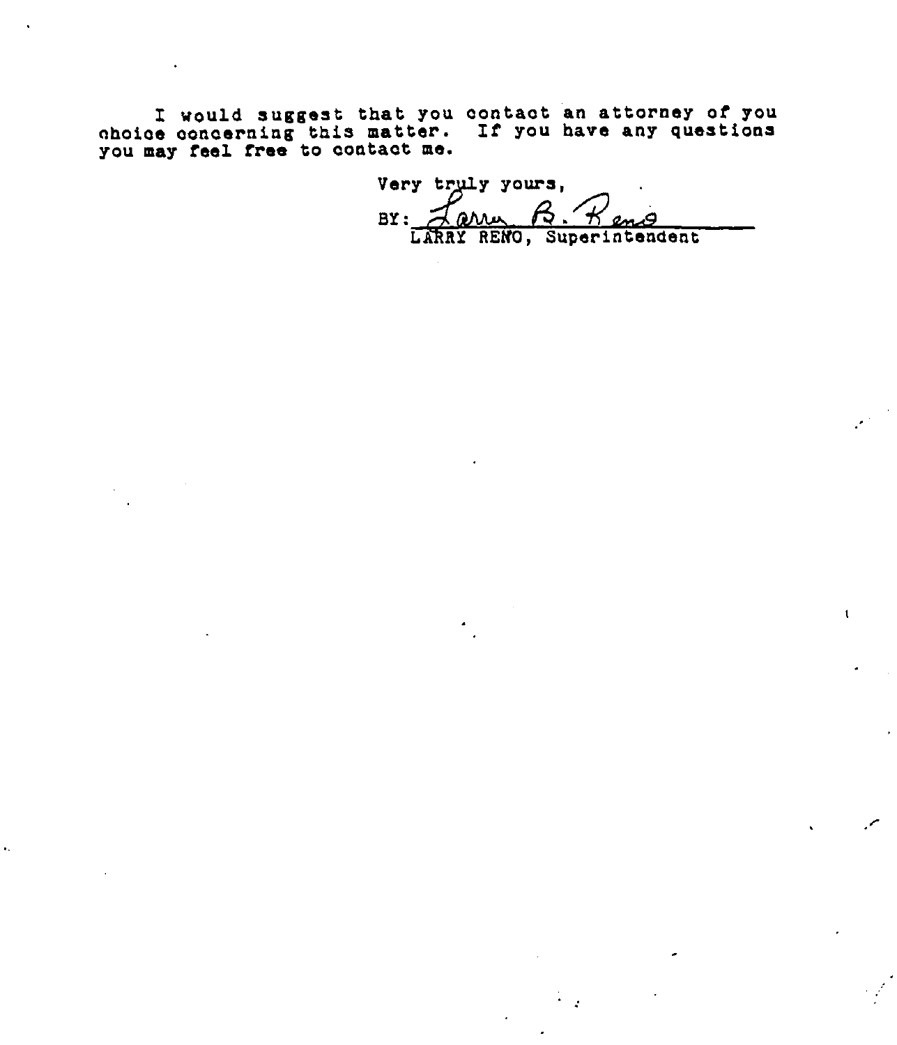I would suggest that you contact an attorney of you choice concerning this matter. If you have any questions you may feel free to contact me.

Very truly yours,

BY: Larry B. Reno

LARRY RENO, Superintendent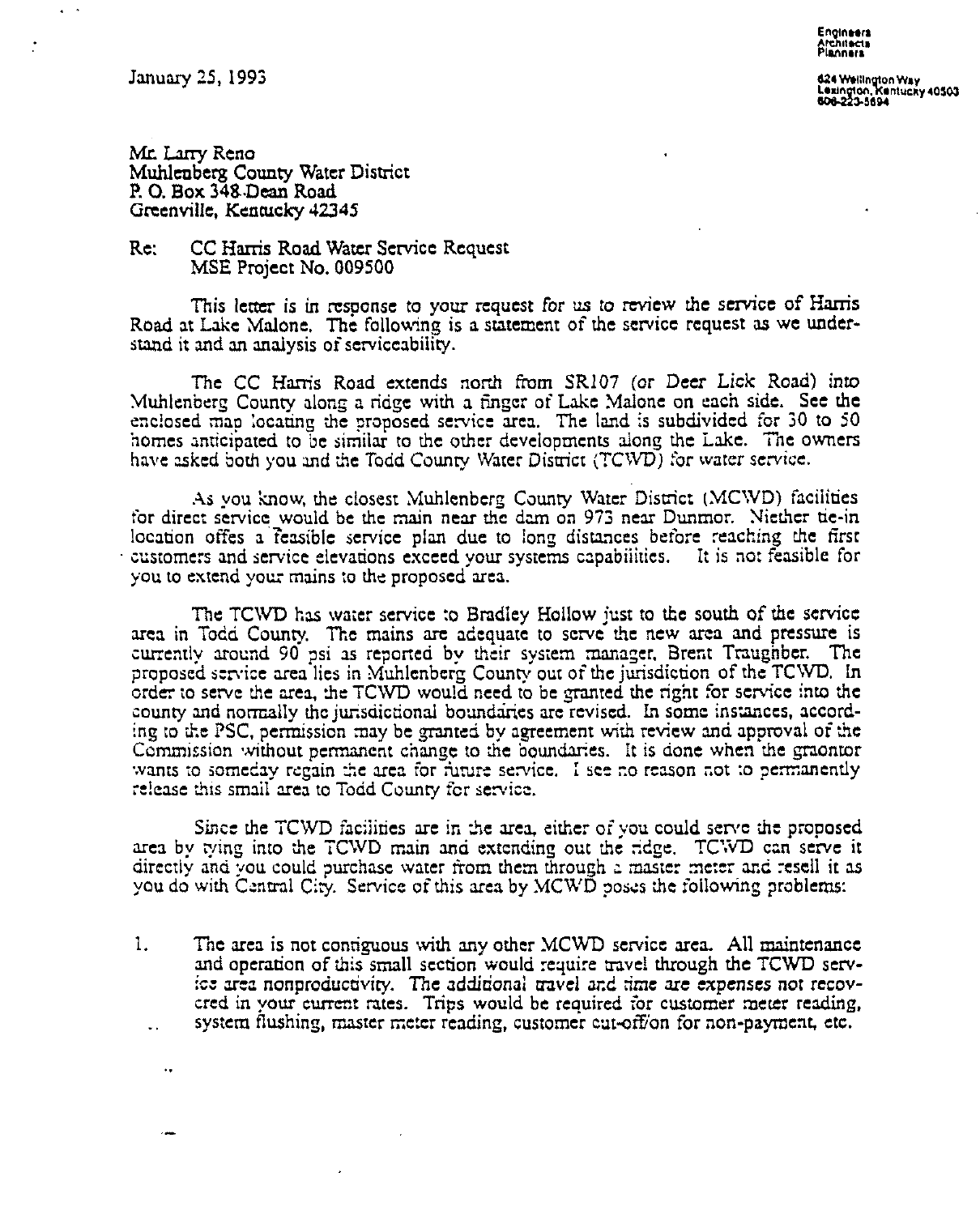Engineers
Architects
Planners

624 Wellington Way
Lexington, Kentucky 40503
606-223-5694

January 25, 1995

Mr. Larry Reno
Muhlenberg County Water District
P. O. Box 348 Dean Road
Greenville, Kentucky 42345

Re: CC Harris Road Water Service Request
MSE Project No. 009500

This letter is in response to your request for us to review the service of Harris Road at Lake Malone. The following is a statement of the service request as we understand it and an analysis of serviceability.

The CC Harris Road extends north from SR107 (or Deer Lick Road) into Muhlenberg County along a ridge with a finger of Lake Malone on each side. See the enclosed map locating the proposed service area. The land is subdivided for 30 to 50 homes anticipated to be similar to the other developments along the Lake. The owners have asked both you and the Todd County Water District (TCWD) for water service.

As you know, the closest Muhlenberg County Water District (MCWD) facilities for direct service would be the main near the dam on 973 near Dunmor. Niether tie-in location offes a feasible service plan due to long distances before reaching the first customers and service elevations exceed your systems capabilities. It is not feasible for you to extend your mains to the proposed area.

The TCWD has water service to Bradley Hollow just to the south of the service area in Todd County. The mains are adequate to serve the new area and pressure is currently around 90 psi as reported by their system manager, Brent Traughber. The proposed service area lies in Muhlenberg County out of the jurisdiction of the TCWD. In order to serve the area, the TCWD would need to be granted the right for service into the county and normally the jurisdictional boundaries are revised. In some instances, according to the PSC, permission may be granted by agreement with review and approval of the Commission without permanent change to the boundaries. It is done when the graontor wants to someday regain the area for future service. I see no reason not to permanently release this small area to Todd County for service.

Since the TCWD facilities are in the area, either of you could serve the proposed area by tying into the TCWD main and extending out the ridge. TCWD can serve it directly and you could purchase water from them through a master meter and resell it as you do with Central City. Service of this area by MCWD poses the following problems:

1. The area is not contiguous with any other MCWD service area. All maintenance and operation of this small section would require travel through the TCWD service area nonproductivity. The additional travel and time are expenses not recovered in your current rates. Trips would be required for customer meter reading, system flushing, master meter reading, customer cut-off/on for non-payment, etc.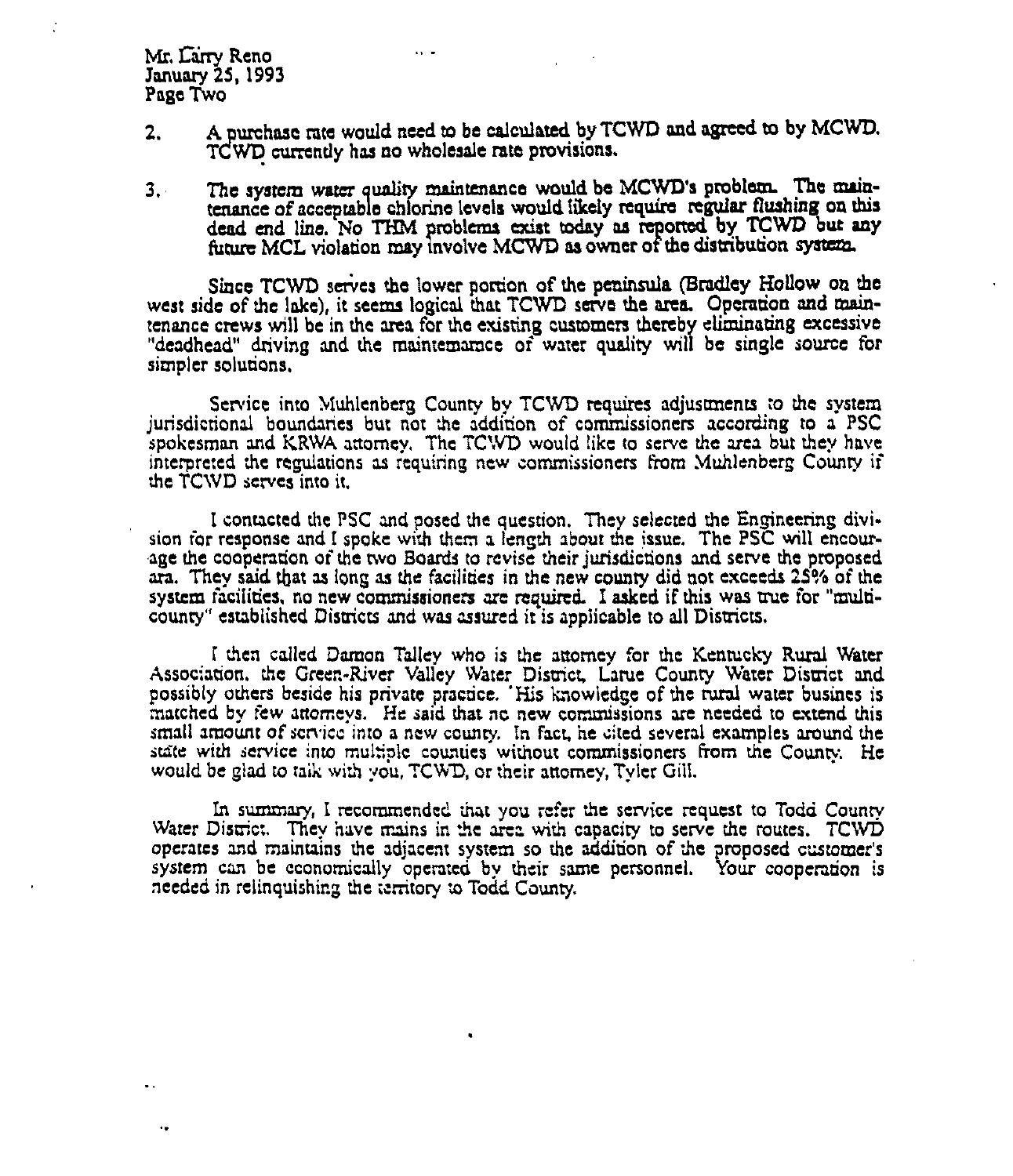2. A purchase rate would need to be calculated by TCWD and agreed to by MCWD. TCWD currently has no wholesale rate provisions.

3. The system water quality maintenance would be MCWD's problem. The maintenance of acceptable chlorine levels would likely require regular flushing on this dead end line. No THM problems exist today as reported by TCWD but any future MCL violation may involve MCWD as owner of the distribution system.

Since TCWD serves the lower portion of the peninsula (Bradley Hollow on the west side of the lake), it seems logical that TCWD serve the area. Operation and maintenance crews will be in the area for the existing customers thereby eliminating excessive "deadhead" driving and the maintemance of water quality will be single source for simpler solutions.

Service into Muhlenberg County by TCWD requires adjustments to the system jurisdictional boundaries but not the addition of commissioners according to a PSC spokesman and KRWA attorney. The TCWD would like to serve the area but they have interpreted the regulations as requiring new commissioners from Muhlenberg County if the TCWD serves into it.

I contacted the PSC and posed the question. They selected the Engineering division for response and I spoke with them a length about the issue. The PSC will encourage the cooperation of the two Boards to revise their jurisdictions and serve the proposed ara. They said that as long as the facilities in the new county did not exceeds 25% of the system facilities, no new commissioners are required. I asked if this was true for "multi-county" established Districts and was assured it is applicable to all Districts.

I then called Damon Talley who is the attorney for the Kentucky Rural Water Association, the Green-River Valley Water District, Larue County Water District and possibly others beside his private practice. His knowledge of the rural water busines is matched by few attorneys. He said that no new commissions are needed to extend this small amount of service into a new county. In fact, he cited several examples around the state with service into multiple counties without commissioners from the County. He would be glad to talk with you, TCWD, or their attorney, Tyler Gill.

In summary, I recommended that you refer the service request to Todd County Water District. They have mains in the area with capacity to serve the routes. TCWD operates and maintains the adjacent system so the addition of the proposed customer's system can be economically operated by their same personnel. Your cooperation is needed in relinquishing the territory to Todd County.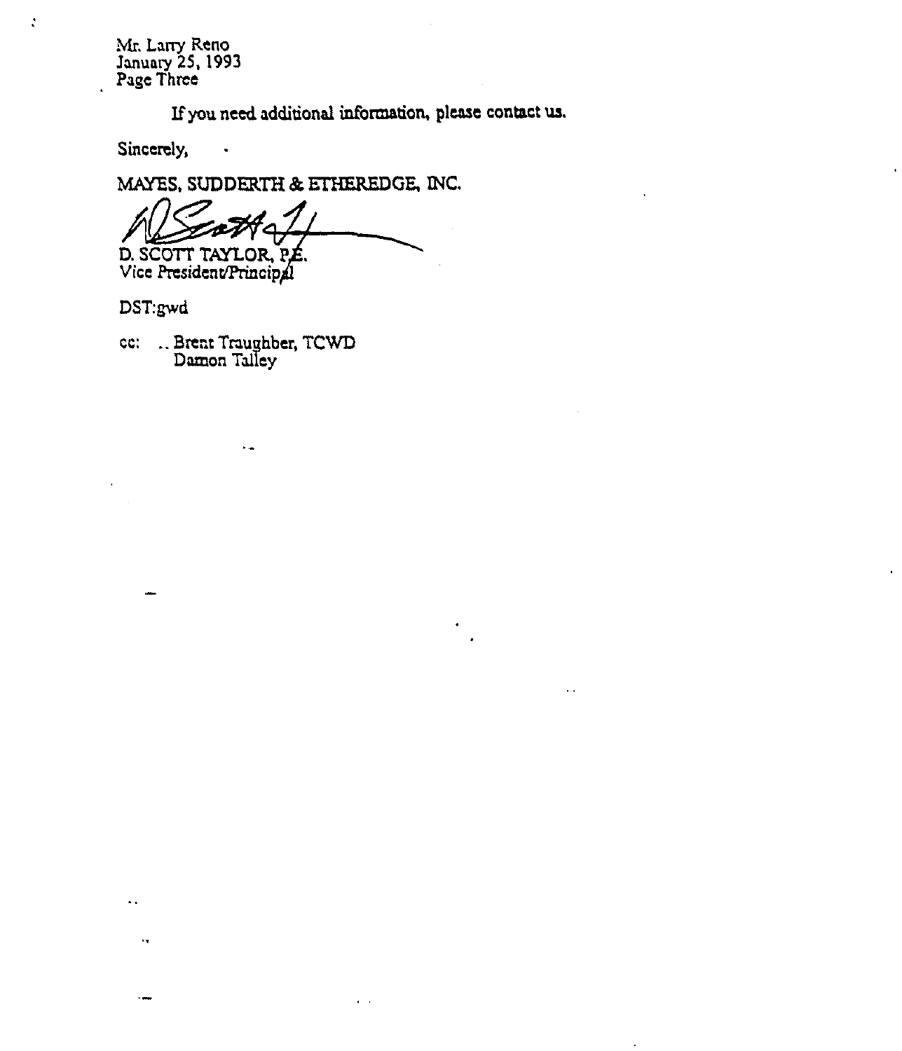Mr. Larry Reno
January 25, 1993
Page Three

If you need additional information, please contact us.

Sincerely,

MAYES, SUDDERTH & ETHEREDGE, INC.

D. SCOTT TAYLOR, P.E.
Vice President/Principal

DST:gwd

cc: Brent Traughber, TCWD
Damon Talley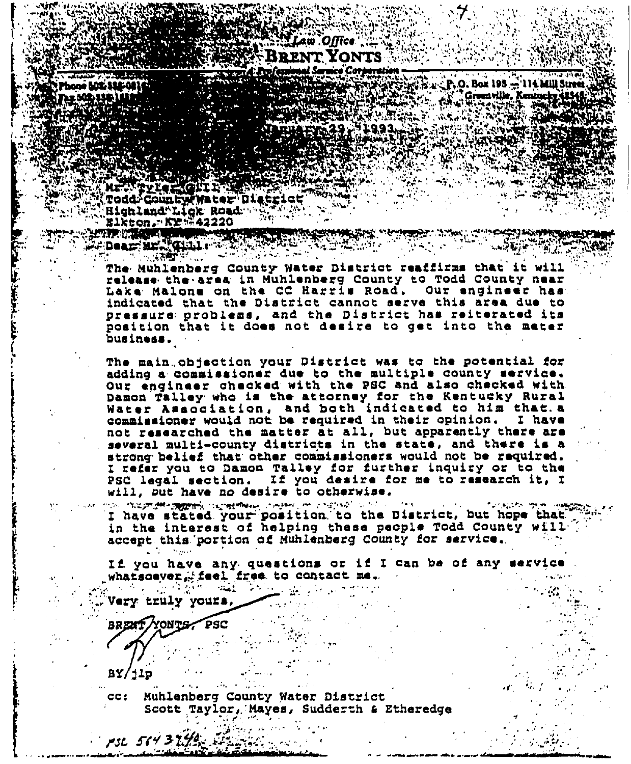Law Office

**BRENT YONTS**

Professional Service Corporation

Phone 502-338-0815
Fax 502-338-1688

P.O. Box 195 — 114 Mill Street
Greenville, Kentucky 42345

January 29, 1993

Mr. Tyler Gill
Todd County Water District
Highland Lick Road
Elkton, KY 42220

Dear Mr. Gill:

The Muhlenberg County Water District reaffirms that it will release the area in Muhlenberg County to Todd County near Lake Malone on the CC Harris Road. Our engineer has indicated that the District cannot serve this area due to pressure problems, and the District has reiterated its position that it does not desire to get into the meter business.

The main objection your District was to the potential for adding a commissioner due to the multiple county service. Our engineer checked with the PSC and also checked with Damon Talley who is the attorney for the Kentucky Rural Water Association, and both indicated to him that a commissioner would not be required in their opinion. I have not researched the matter at all, but apparently there are several multi-county districts in the state, and there is a strong belief that other commissioners would not be required. I refer you to Damon Talley for further inquiry or to the PSC legal section. If you desire for me to research it, I will, but have no desire to otherwise.

I have stated your position to the District, but hope that in the interest of helping these people Todd County will accept this portion of Muhlenberg County for service.

If you have any questions or if I can be of any service whatsoever, feel free to contact me.

Very truly yours,

BRENT YONTS, PSC

BY/jlp

cc: Muhlenberg County Water District
Scott Taylor, Mayes, Sudderth & Etheredge

PSC 5643249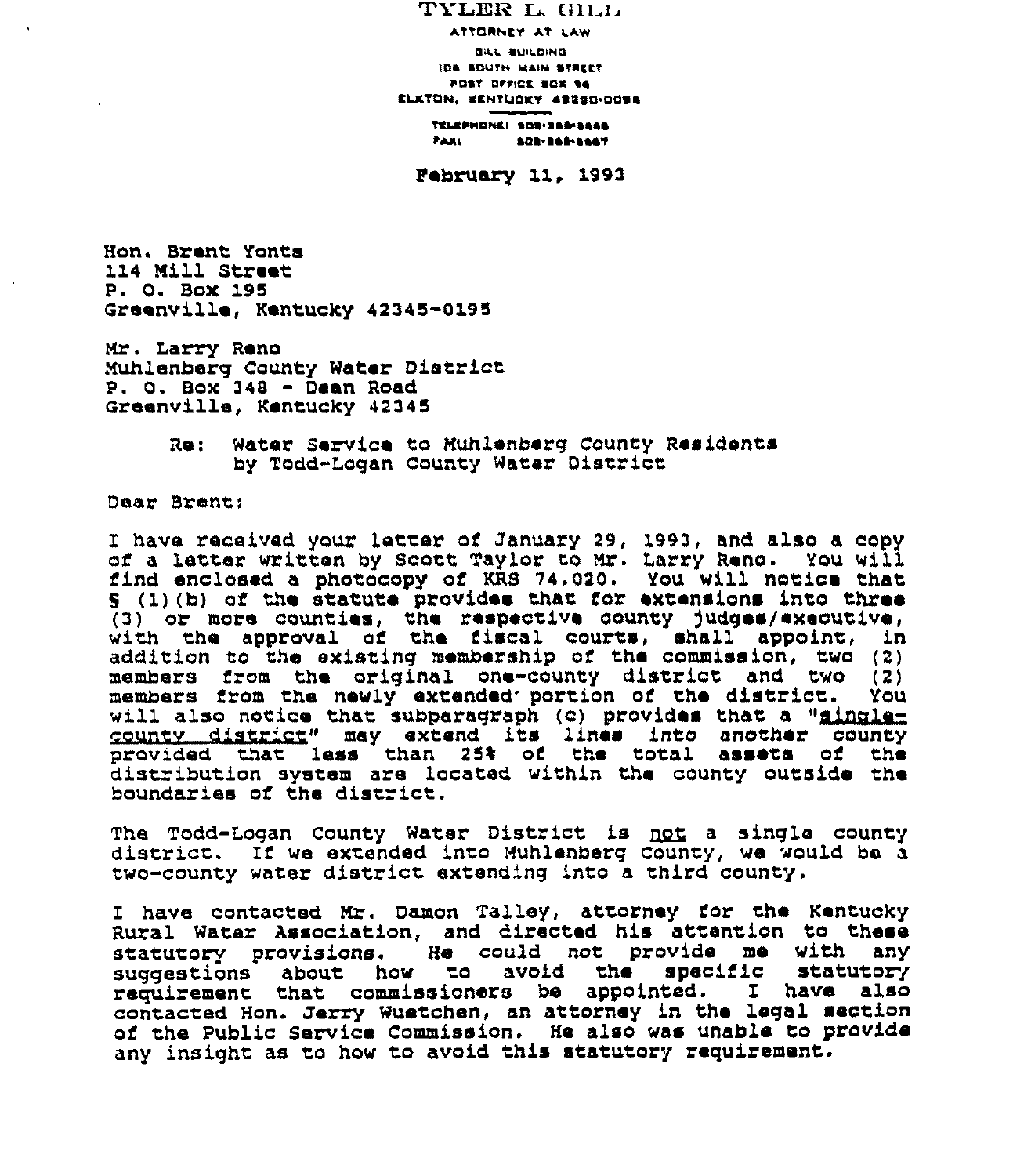TYLER L. GILL

ATTORNEY AT LAW

GILL BUILDING
106 SOUTH MAIN STREET
POST OFFICE BOX 96
ELKTON, KENTUCKY 42220-0096

TELEPHONE: 502-265-5666
FAX: 502-265-5667

February 11, 1993

Hon. Brent Yonts
114 Mill Street
P. O. Box 195
Greenville, Kentucky 42345-0195

Mr. Larry Reno
Muhlenberg County Water District
P. O. Box 348 - Dean Road
Greenville, Kentucky 42345

Re: Water Service to Muhlenberg County Residents by Todd-Logan County Water District

Dear Brent:

I have received your letter of January 29, 1993, and also a copy of a letter written by Scott Taylor to Mr. Larry Reno. You will find enclosed a photocopy of KRS 74.020. You will notice that § (1)(b) of the statute provides that for extensions into three (3) or more counties, the respective county judges/executive, with the approval of the fiscal courts, shall appoint, in addition to the existing membership of the commission, two (2) members from the original one-county district and two (2) members from the newly extended portion of the district. You will also notice that subparagraph (c) provides that a "<u>single-county district</u>" may extend its lines into another county provided that less than 25% of the total assets of the distribution system are located within the county outside the boundaries of the district.

The Todd-Logan County Water District is <u>not</u> a single county district. If we extended into Muhlenberg County, we would be a two-county water district extending into a third county.

I have contacted Mr. Damon Talley, attorney for the Kentucky Rural Water Association, and directed his attention to these statutory provisions. He could not provide me with any suggestions about how to avoid the specific statutory requirement that commissioners be appointed. I have also contacted Hon. Jerry Wuetchen, an attorney in the legal section of the Public Service Commission. He also was unable to provide any insight as to how to avoid this statutory requirement.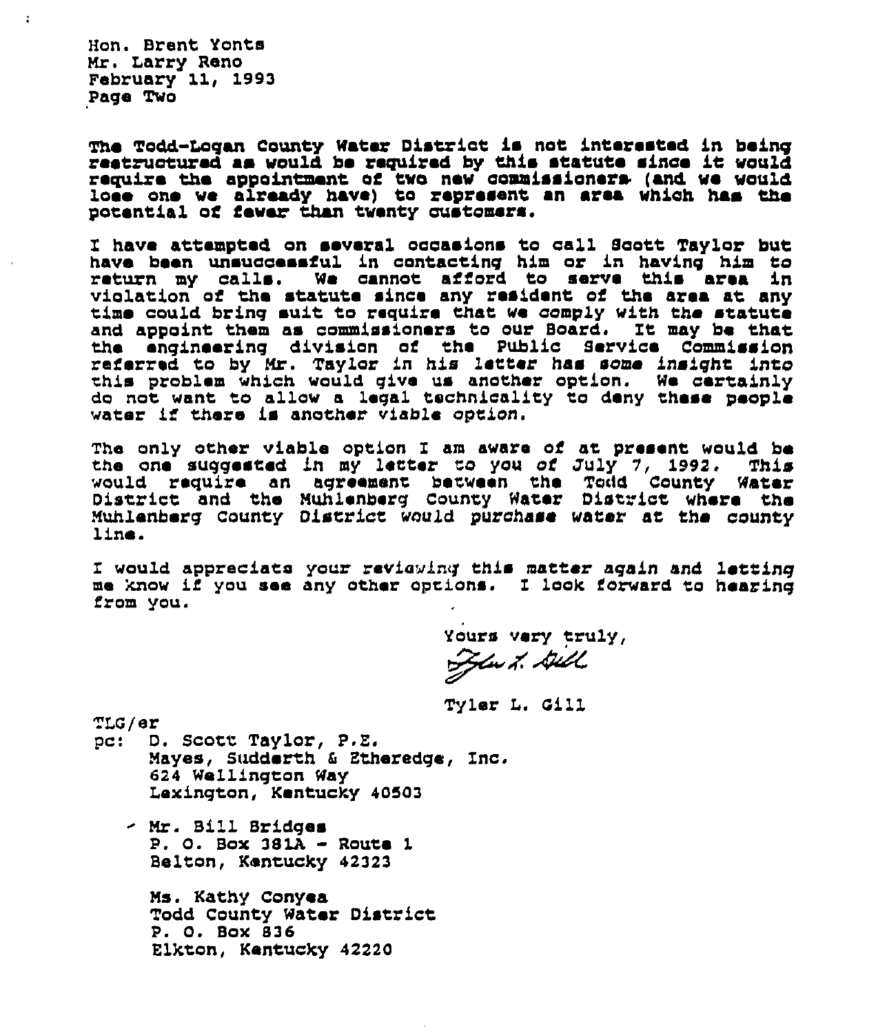Hon. Brent Yonts
Mr. Larry Reno
February 11, 1993
Page Two

The Todd-Logan County Water District is not interested in being restructured as would be required by this statute since it would require the appointment of two new commissioners (and we would lose one we already have) to represent an area which has the potential of fewer than twenty customers.

I have attempted on several occasions to call Scott Taylor but have been unsuccessful in contacting him or in having him to return my calls. We cannot afford to serve this area in violation of the statute since any resident of the area at any time could bring suit to require that we comply with the statute and appoint them as commissioners to our Board. It may be that the engineering division of the Public Service Commission referred to by Mr. Taylor in his letter has some insight into this problem which would give us another option. We certainly do not want to allow a legal technicality to deny these people water if there is another viable option.

The only other viable option I am aware of at present would be the one suggested in my letter to you of July 7, 1992. This would require an agreement between the Todd County Water District and the Muhlenberg County Water District where the Muhlenberg County District would purchase water at the county line.

I would appreciate your reviewing this matter again and letting me know if you see any other options. I look forward to hearing from you.

Yours very truly,

*Tyler L. Gill*

Tyler L. Gill

TLG/er

pc: D. Scott Taylor, P.E.
Mayes, Sudderth & Etheredge, Inc.
624 Wellington Way
Lexington, Kentucky 40503

Mr. Bill Bridges
P. O. Box 381A - Route 1
Belton, Kentucky 42323

Ms. Kathy Conyea
Todd County Water District
P. O. Box 836
Elkton, Kentucky 42220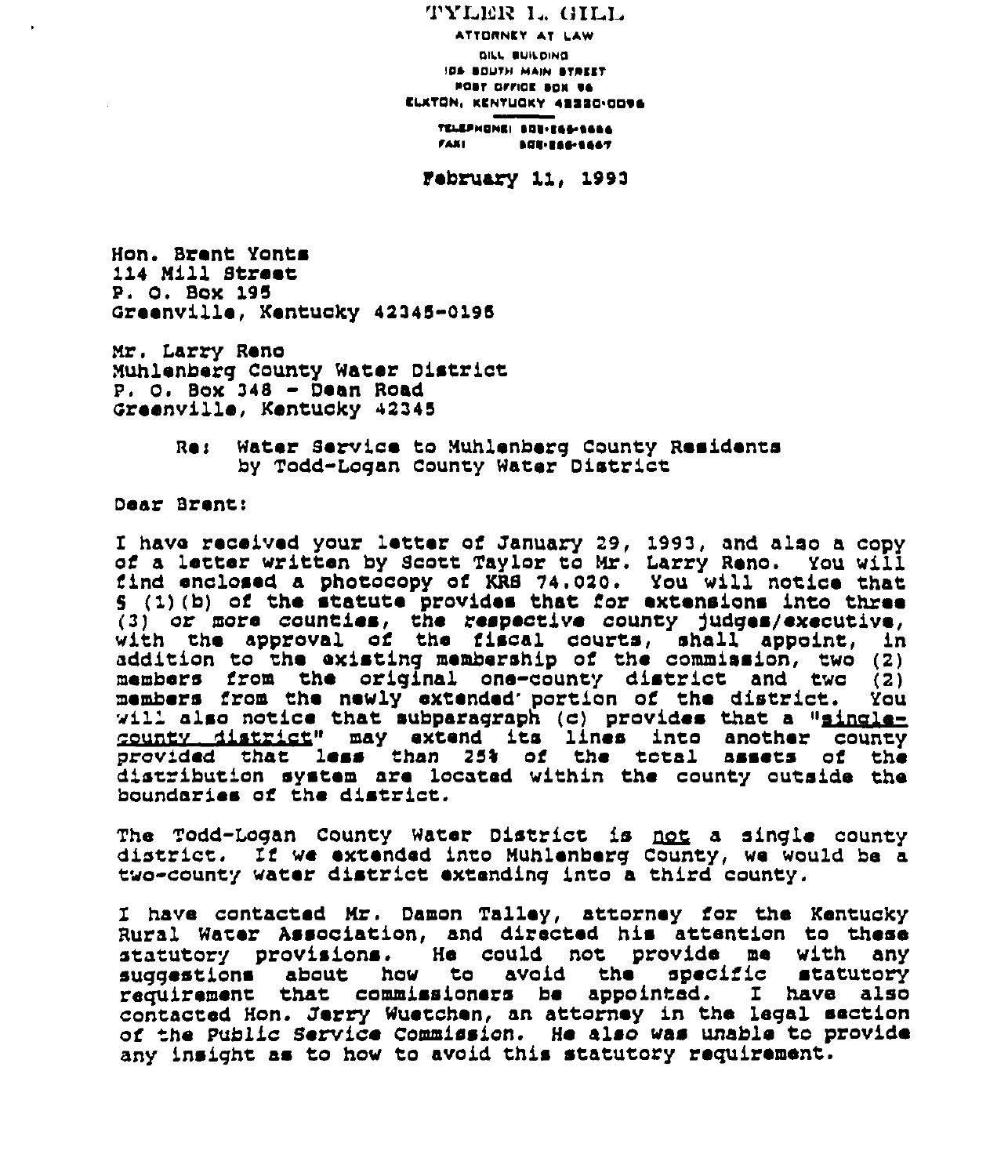TYLER L. GILL

ATTORNEY AT LAW

GILL BUILDING

105 SOUTH MAIN STREET

POST OFFICE BOX 96

ELKTON, KENTUCKY 42220-0096

TELEPHONE: 502-265-5666

FAX: 502-265-5667

February 11, 1993

Hon. Brent Yonts
114 Mill Street
P. O. Box 195
Greenville, Kentucky 42345-0195

Mr. Larry Reno
Muhlenberg County Water District
P. O. Box 348 - Dean Road
Greenville, Kentucky 42345

Re: Water Service to Muhlenberg County Residents by Todd-Logan County Water District

Dear Brent:

I have received your letter of January 29, 1993, and also a copy of a letter written by Scott Taylor to Mr. Larry Reno. You will find enclosed a photocopy of KRS 74.020. You will notice that § (1)(b) of the statute provides that for extensions into three (3) or more counties, the respective county judges/executive, with the approval of the fiscal courts, shall appoint, in addition to the existing membership of the commission, two (2) members from the original one-county district and two (2) members from the newly extended portion of the district. You will also notice that subparagraph (c) provides that a "single-county district" may extend its lines into another county provided that less than 25% of the total assets of the distribution system are located within the county outside the boundaries of the district.

The Todd-Logan County Water District is not a single county district. If we extended into Muhlenberg County, we would be a two-county water district extending into a third county.

I have contacted Mr. Damon Talley, attorney for the Kentucky Rural Water Association, and directed his attention to these statutory provisions. He could not provide me with any suggestions about how to avoid the specific statutory requirement that commissioners be appointed. I have also contacted Hon. Jerry Wuetchen, an attorney in the legal section of the Public Service Commission. He also was unable to provide any insight as to how to avoid this statutory requirement.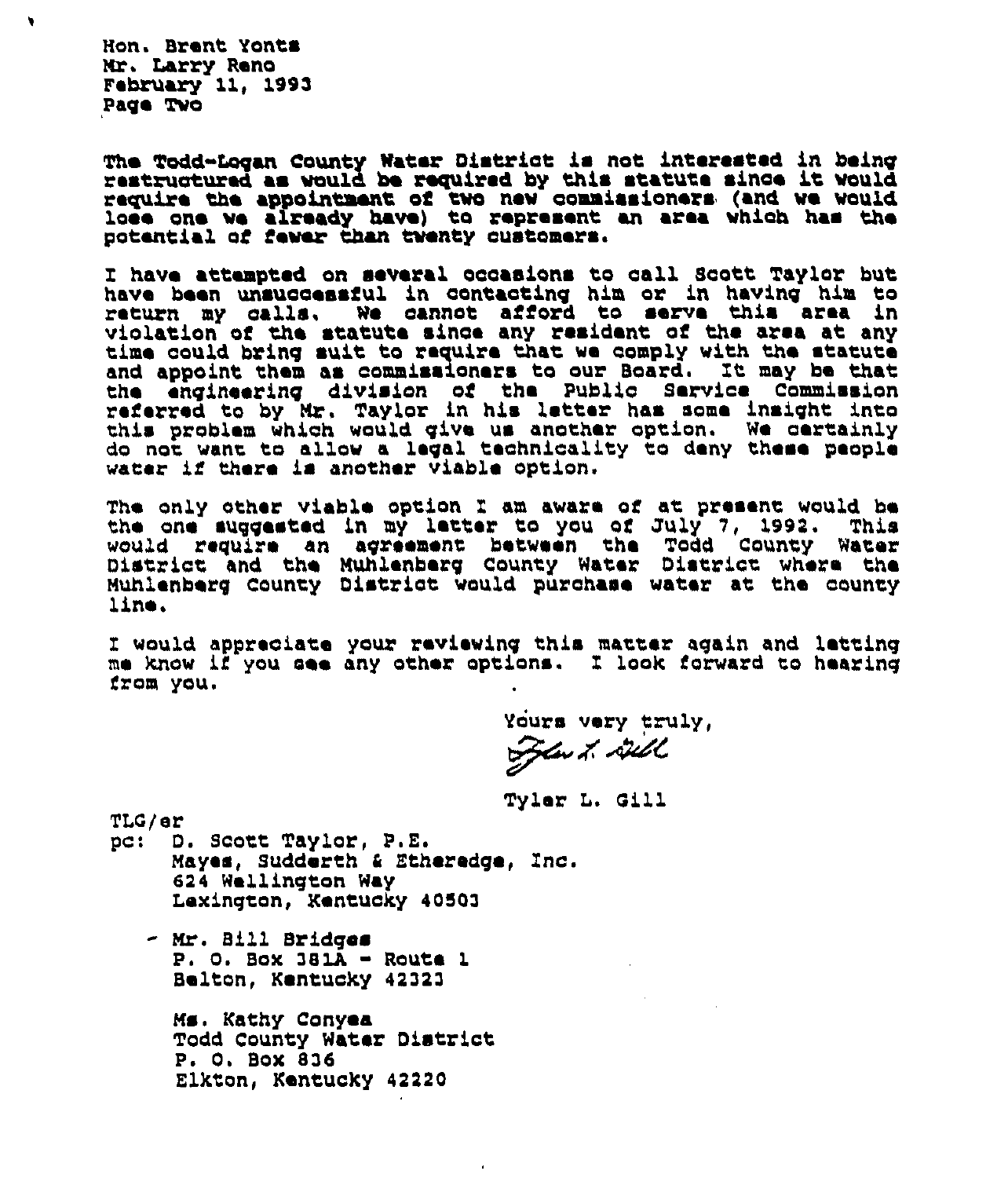Hon. Brent Yonts
Mr. Larry Reno
February 11, 1993
Page Two

The Todd-Logan County Water District is not interested in being restructured as would be required by this statute since it would require the appointment of two new commissioners (and we would lose one we already have) to represent an area which has the potential of fewer than twenty customers.

I have attempted on several occasions to call Scott Taylor but have been unsuccessful in contacting him or in having him to return my calls. We cannot afford to serve this area in violation of the statute since any resident of the area at any time could bring suit to require that we comply with the statute and appoint them as commissioners to our Board. It may be that the engineering division of the Public Service Commission referred to by Mr. Taylor in his letter has some insight into this problem which would give us another option. We certainly do not want to allow a legal technicality to deny these people water if there is another viable option.

The only other viable option I am aware of at present would be the one suggested in my letter to you of July 7, 1992. This would require an agreement between the Todd County Water District and the Muhlenberg County Water District where the Muhlenberg County District would purchase water at the county line.

I would appreciate your reviewing this matter again and letting me know if you see any other options. I look forward to hearing from you.

Yours very truly,

Tyler L. Gill

TLG/er

pc: D. Scott Taylor, P.E.
Mayes, Sudderth & Etheredge, Inc.
624 Wellington Way
Lexington, Kentucky 40503

Mr. Bill Bridges
P. O. Box 381A - Route 1
Belton, Kentucky 42323

Ms. Kathy Conyea
Todd County Water District
P. O. Box 836
Elkton, Kentucky 42220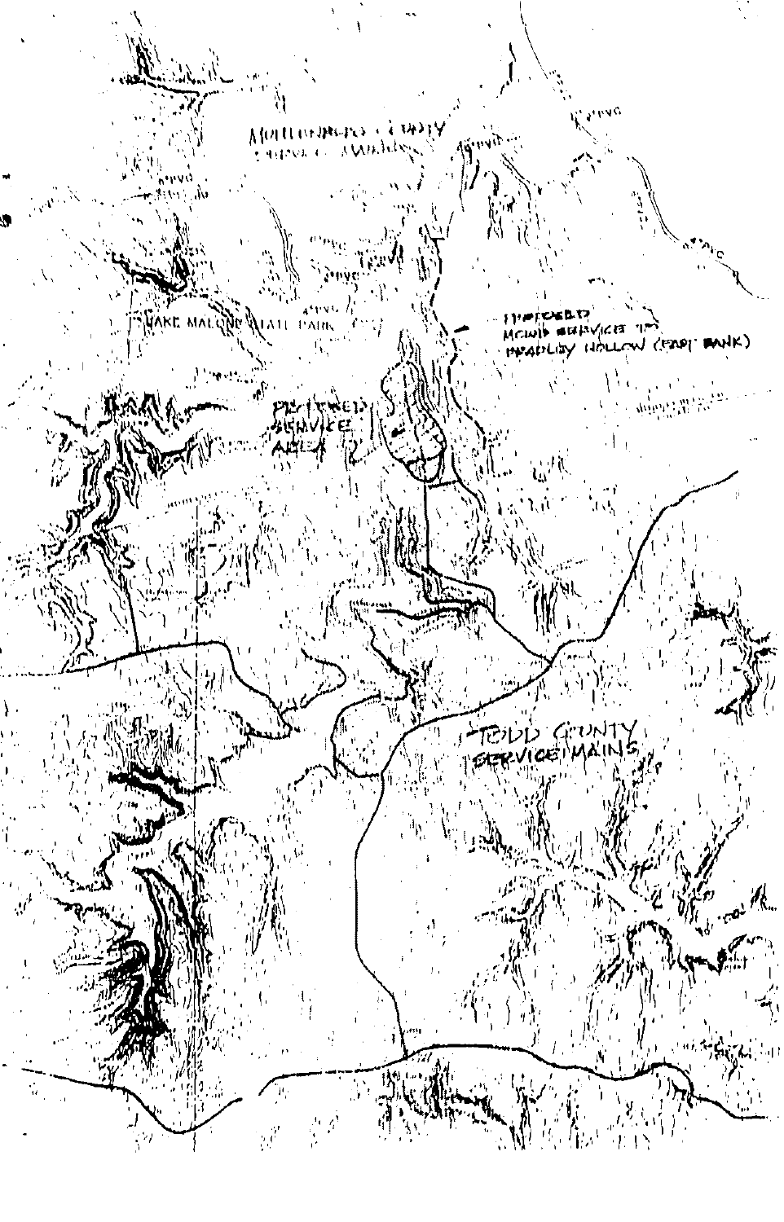MUHLENBERG COUNTY
SERVICE MAINS

LAKE MALONE STATE PARK

PROPOSED
MCWD SERVICE TO
BRADLEY HOLLOW (EAST BANK)

PROPOSED
SERVICE
AREA 2

TODD COUNTY
SERVICE MAINS